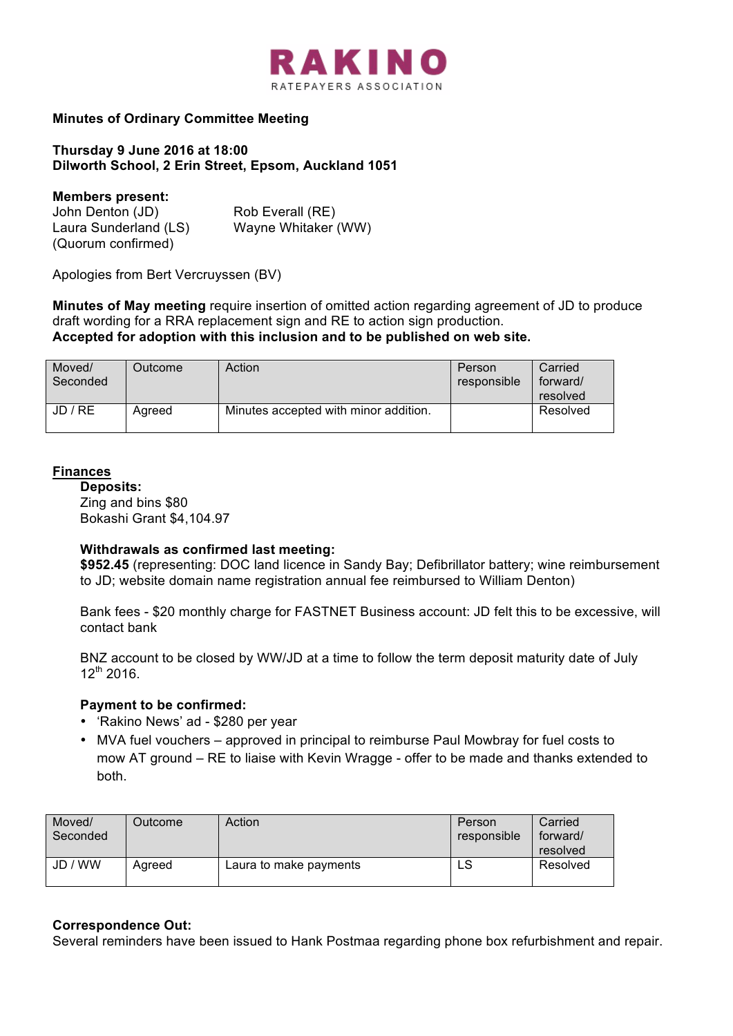# RAKINO
RATEPAYERS ASSOCIATION

**Minutes of Ordinary Committee Meeting**

**Thursday 9 June 2016 at 18:00**
**Dilworth School, 2 Erin Street, Epsom, Auckland 1051**

**Members present:**

John Denton (JD)
Laura Sunderland (LS)
(Quorum confirmed)
Rob Everall (RE)
Wayne Whitaker (WW)

Apologies from Bert Vercruyssen (BV)

**Minutes of May meeting** require insertion of omitted action regarding agreement of JD to produce draft wording for a RRA replacement sign and RE to action sign production.
**Accepted for adoption with this inclusion and to be published on web site.**

| Moved/ Seconded | Outcome | Action | Person responsible | Carried forward/ resolved |
|---|---|---|---|---|
| JD / RE | Agreed | Minutes accepted with minor addition. | | Resolved |

## Finances

**Deposits:**
Zing and bins $80
Bokashi Grant $4,104.97

**Withdrawals as confirmed last meeting:**
**$952.45** (representing: DOC land licence in Sandy Bay; Defibrillator battery; wine reimbursement to JD; website domain name registration annual fee reimbursed to William Denton)

Bank fees - $20 monthly charge for FASTNET Business account: JD felt this to be excessive, will contact bank

BNZ account to be closed by WW/JD at a time to follow the term deposit maturity date of July 12th 2016.

**Payment to be confirmed:**

- 'Rakino News' ad - $280 per year
- MVA fuel vouchers – approved in principal to reimburse Paul Mowbray for fuel costs to mow AT ground – RE to liaise with Kevin Wragge - offer to be made and thanks extended to both.

| Moved/ Seconded | Outcome | Action | Person responsible | Carried forward/ resolved |
|---|---|---|---|---|
| JD / WW | Agreed | Laura to make payments | LS | Resolved |

**Correspondence Out:**
Several reminders have been issued to Hank Postmaa regarding phone box refurbishment and repair.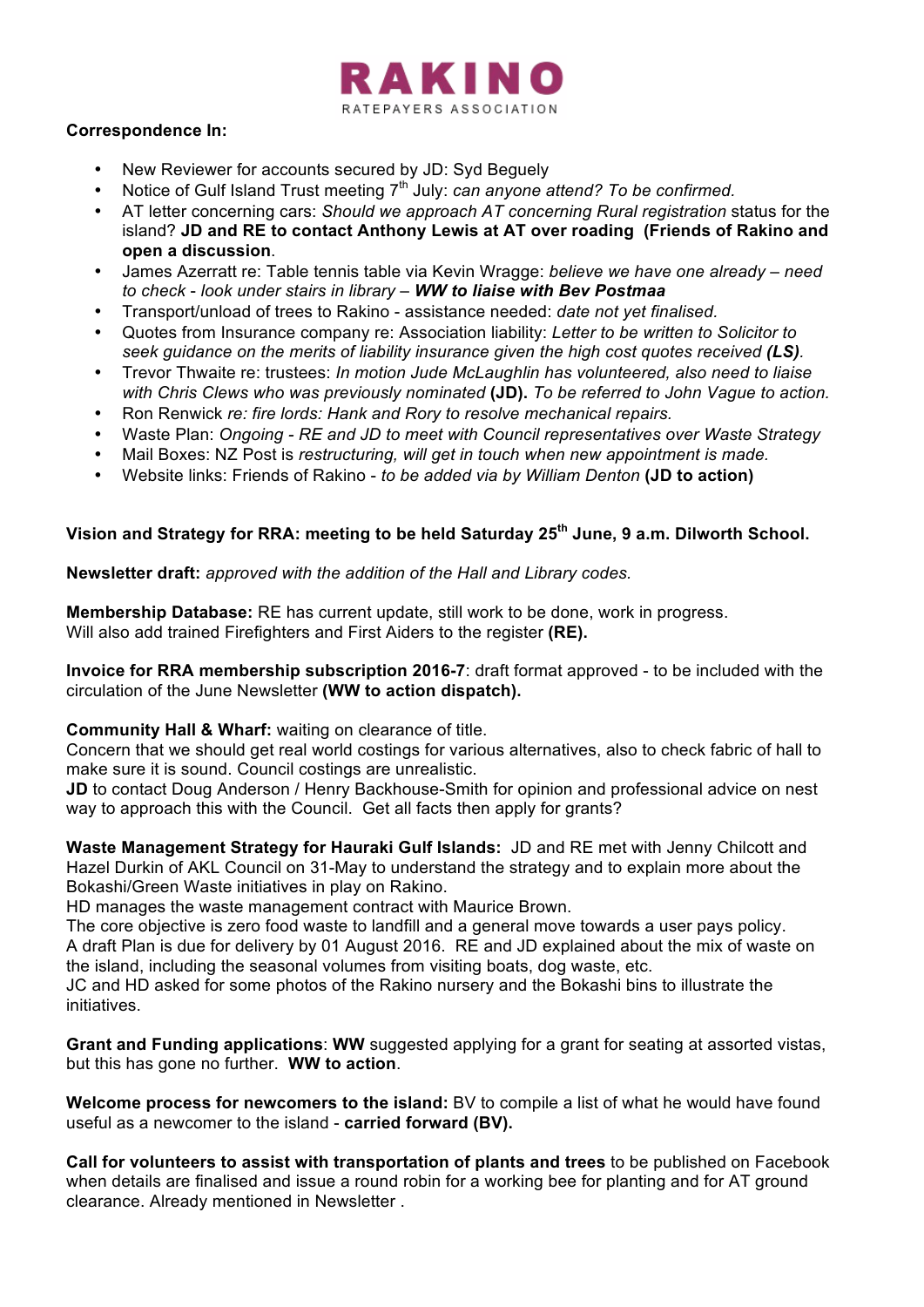**RAKINO**
RATEPAYERS ASSOCIATION

**Correspondence In:**

- New Reviewer for accounts secured by JD: Syd Beguely
- Notice of Gulf Island Trust meeting 7th July: *can anyone attend? To be confirmed.*
- AT letter concerning cars: *Should we approach AT concerning Rural registration* status for the island? **JD and RE to contact Anthony Lewis at AT over roading (Friends of Rakino and open a discussion**.
- James Azerratt re: Table tennis table via Kevin Wragge: *believe we have one already – need to check - look under stairs in library –* ***WW to liaise with Bev Postmaa***
- Transport/unload of trees to Rakino - assistance needed: *date not yet finalised.*
- Quotes from Insurance company re: Association liability: *Letter to be written to Solicitor to seek guidance on the merits of liability insurance given the high cost quotes received* ***(LS)****.*
- Trevor Thwaite re: trustees: *In motion Jude McLaughlin has volunteered, also need to liaise with Chris Clews who was previously nominated* **(JD).** *To be referred to John Vague to action.*
- Ron Renwick *re: fire lords: Hank and Rory to resolve mechanical repairs.*
- Waste Plan: *Ongoing - RE and JD to meet with Council representatives over Waste Strategy*
- Mail Boxes: NZ Post is *restructuring, will get in touch when new appointment is made.*
- Website links: Friends of Rakino - *to be added via by William Denton* **(JD to action)**

**Vision and Strategy for RRA: meeting to be held Saturday 25th June, 9 a.m. Dilworth School.**

**Newsletter draft:** *approved with the addition of the Hall and Library codes.*

**Membership Database:** RE has current update, still work to be done, work in progress. Will also add trained Firefighters and First Aiders to the register **(RE).**

**Invoice for RRA membership subscription 2016-7**: draft format approved - to be included with the circulation of the June Newsletter **(WW to action dispatch).**

**Community Hall & Wharf:** waiting on clearance of title.
Concern that we should get real world costings for various alternatives, also to check fabric of hall to make sure it is sound. Council costings are unrealistic.
**JD** to contact Doug Anderson / Henry Backhouse-Smith for opinion and professional advice on nest way to approach this with the Council. Get all facts then apply for grants?

**Waste Management Strategy for Hauraki Gulf Islands:** JD and RE met with Jenny Chilcott and Hazel Durkin of AKL Council on 31-May to understand the strategy and to explain more about the Bokashi/Green Waste initiatives in play on Rakino.
HD manages the waste management contract with Maurice Brown.
The core objective is zero food waste to landfill and a general move towards a user pays policy.
A draft Plan is due for delivery by 01 August 2016. RE and JD explained about the mix of waste on the island, including the seasonal volumes from visiting boats, dog waste, etc.
JC and HD asked for some photos of the Rakino nursery and the Bokashi bins to illustrate the initiatives.

**Grant and Funding applications**: **WW** suggested applying for a grant for seating at assorted vistas, but this has gone no further. **WW to action**.

**Welcome process for newcomers to the island:** BV to compile a list of what he would have found useful as a newcomer to the island - **carried forward (BV).**

**Call for volunteers to assist with transportation of plants and trees** to be published on Facebook when details are finalised and issue a round robin for a working bee for planting and for AT ground clearance. Already mentioned in Newsletter .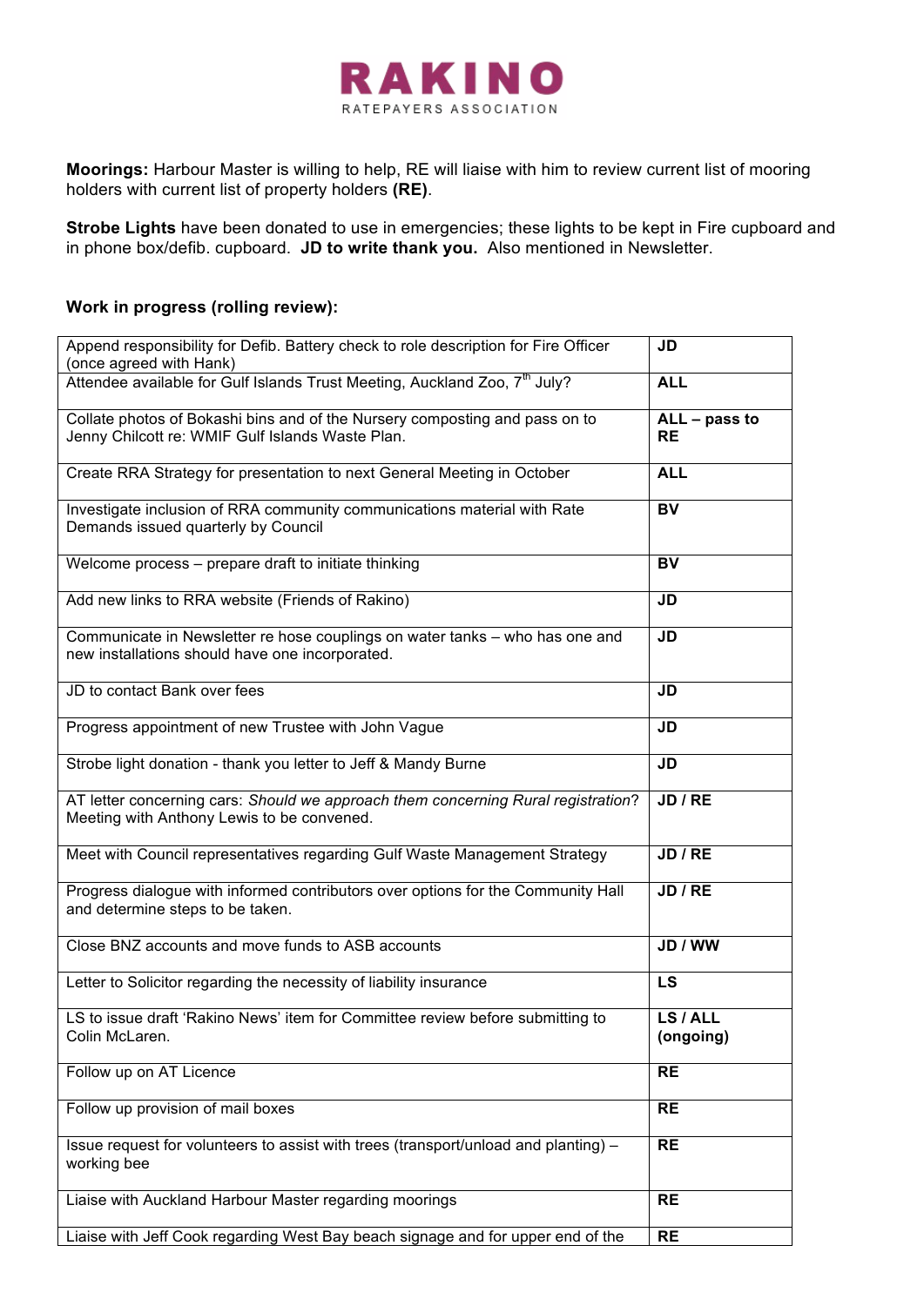**Moorings:** Harbour Master is willing to help, RE will liaise with him to review current list of mooring holders with current list of property holders **(RE)**.

**Strobe Lights** have been donated to use in emergencies; these lights to be kept in Fire cupboard and in phone box/defib. cupboard. **JD to write thank you.** Also mentioned in Newsletter.

**Work in progress (rolling review):**

| | |
|---|---|
| Append responsibility for Defib. Battery check to role description for Fire Officer (once agreed with Hank) | **JD** |
| Attendee available for Gulf Islands Trust Meeting, Auckland Zoo, 7th July? | **ALL** |
| Collate photos of Bokashi bins and of the Nursery composting and pass on to Jenny Chilcott re: WMIF Gulf Islands Waste Plan. | **ALL – pass to RE** |
| Create RRA Strategy for presentation to next General Meeting in October | **ALL** |
| Investigate inclusion of RRA community communications material with Rate Demands issued quarterly by Council | **BV** |
| Welcome process – prepare draft to initiate thinking | **BV** |
| Add new links to RRA website (Friends of Rakino) | **JD** |
| Communicate in Newsletter re hose couplings on water tanks – who has one and new installations should have one incorporated. | **JD** |
| JD to contact Bank over fees | **JD** |
| Progress appointment of new Trustee with John Vague | **JD** |
| Strobe light donation - thank you letter to Jeff & Mandy Burne | **JD** |
| AT letter concerning cars: *Should we approach them concerning Rural registration*? Meeting with Anthony Lewis to be convened. | **JD / RE** |
| Meet with Council representatives regarding Gulf Waste Management Strategy | **JD / RE** |
| Progress dialogue with informed contributors over options for the Community Hall and determine steps to be taken. | **JD / RE** |
| Close BNZ accounts and move funds to ASB accounts | **JD / WW** |
| Letter to Solicitor regarding the necessity of liability insurance | **LS** |
| LS to issue draft 'Rakino News' item for Committee review before submitting to Colin McLaren. | **LS / ALL (ongoing)** |
| Follow up on AT Licence | **RE** |
| Follow up provision of mail boxes | **RE** |
| Issue request for volunteers to assist with trees (transport/unload and planting) – working bee | **RE** |
| Liaise with Auckland Harbour Master regarding moorings | **RE** |
| Liaise with Jeff Cook regarding West Bay beach signage and for upper end of the | **RE** |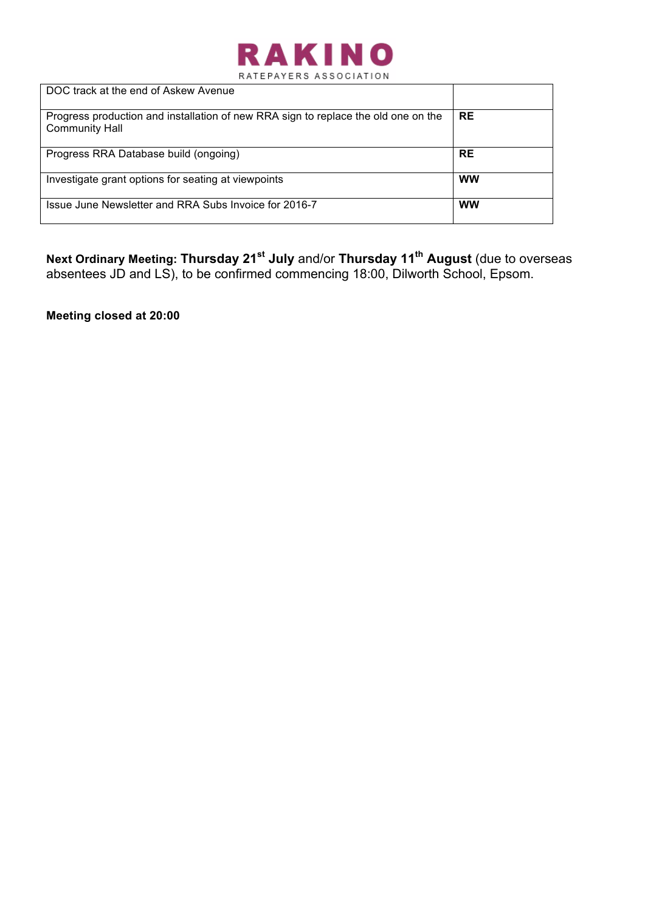| | |
|---|---|
| DOC track at the end of Askew Avenue | |
| Progress production and installation of new RRA sign to replace the old one on the Community Hall | **RE** |
| Progress RRA Database build (ongoing) | **RE** |
| Investigate grant options for seating at viewpoints | **WW** |
| Issue June Newsletter and RRA Subs Invoice for 2016-7 | **WW** |

**Next Ordinary Meeting: Thursday 21st July** and/or **Thursday 11th August** (due to overseas absentees JD and LS), to be confirmed commencing 18:00, Dilworth School, Epsom.

**Meeting closed at 20:00**